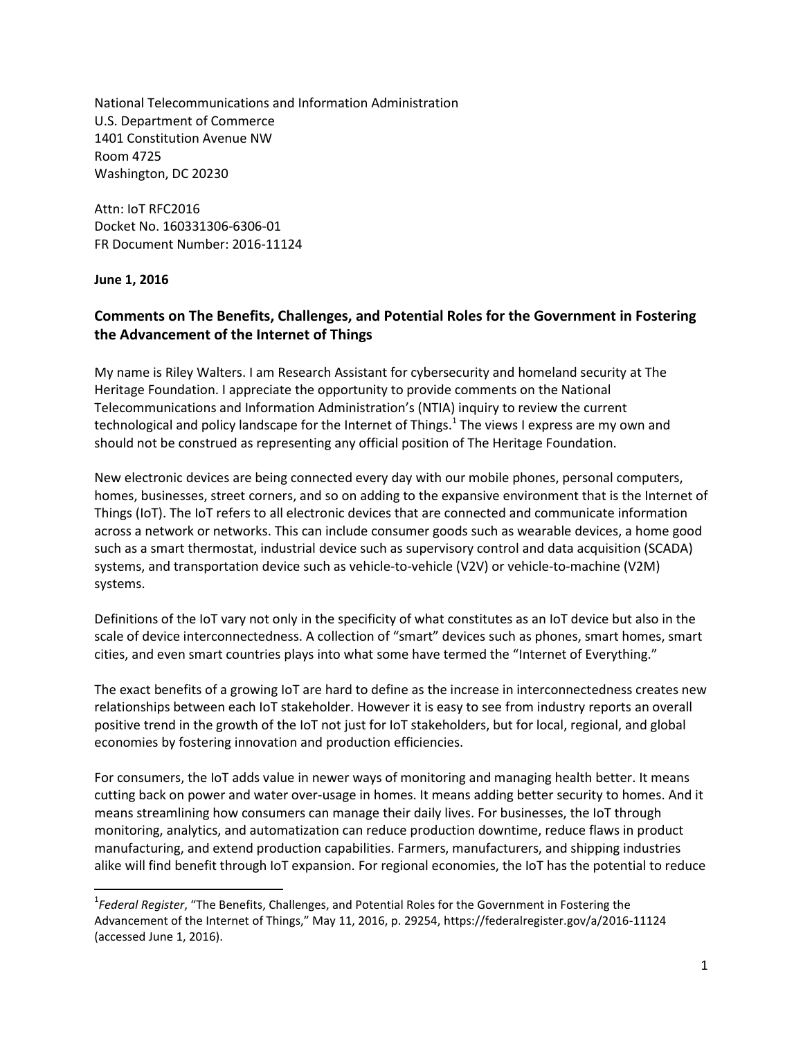National Telecommunications and Information Administration
U.S. Department of Commerce
1401 Constitution Avenue NW
Room 4725
Washington, DC 20230

Attn: IoT RFC2016
Docket No. 160331306-6306-01
FR Document Number: 2016-11124

**June 1, 2016**

## Comments on The Benefits, Challenges, and Potential Roles for the Government in Fostering the Advancement of the Internet of Things

My name is Riley Walters. I am Research Assistant for cybersecurity and homeland security at The Heritage Foundation. I appreciate the opportunity to provide comments on the National Telecommunications and Information Administration's (NTIA) inquiry to review the current technological and policy landscape for the Internet of Things.[1] The views I express are my own and should not be construed as representing any official position of The Heritage Foundation.

New electronic devices are being connected every day with our mobile phones, personal computers, homes, businesses, street corners, and so on adding to the expansive environment that is the Internet of Things (IoT). The IoT refers to all electronic devices that are connected and communicate information across a network or networks. This can include consumer goods such as wearable devices, a home good such as a smart thermostat, industrial device such as supervisory control and data acquisition (SCADA) systems, and transportation device such as vehicle-to-vehicle (V2V) or vehicle-to-machine (V2M) systems.

Definitions of the IoT vary not only in the specificity of what constitutes as an IoT device but also in the scale of device interconnectedness. A collection of "smart" devices such as phones, smart homes, smart cities, and even smart countries plays into what some have termed the "Internet of Everything."

The exact benefits of a growing IoT are hard to define as the increase in interconnectedness creates new relationships between each IoT stakeholder. However it is easy to see from industry reports an overall positive trend in the growth of the IoT not just for IoT stakeholders, but for local, regional, and global economies by fostering innovation and production efficiencies.

For consumers, the IoT adds value in newer ways of monitoring and managing health better. It means cutting back on power and water over-usage in homes. It means adding better security to homes. And it means streamlining how consumers can manage their daily lives. For businesses, the IoT through monitoring, analytics, and automatization can reduce production downtime, reduce flaws in product manufacturing, and extend production capabilities. Farmers, manufacturers, and shipping industries alike will find benefit through IoT expansion. For regional economies, the IoT has the potential to reduce

---

[1] *Federal Register*, "The Benefits, Challenges, and Potential Roles for the Government in Fostering the Advancement of the Internet of Things," May 11, 2016, p. 29254, https://federalregister.gov/a/2016-11124 (accessed June 1, 2016).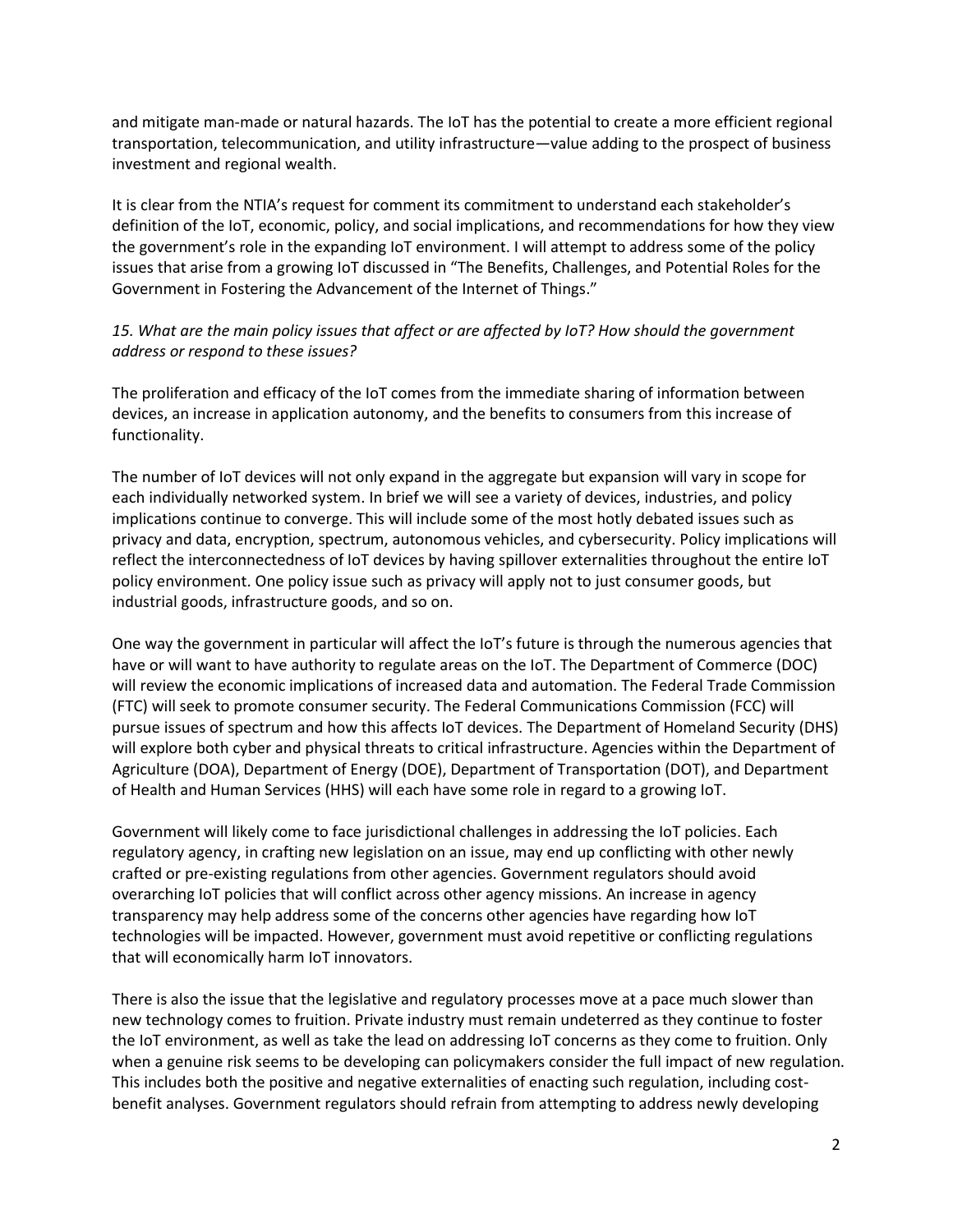and mitigate man-made or natural hazards. The IoT has the potential to create a more efficient regional transportation, telecommunication, and utility infrastructure—value adding to the prospect of business investment and regional wealth.

It is clear from the NTIA's request for comment its commitment to understand each stakeholder's definition of the IoT, economic, policy, and social implications, and recommendations for how they view the government's role in the expanding IoT environment. I will attempt to address some of the policy issues that arise from a growing IoT discussed in "The Benefits, Challenges, and Potential Roles for the Government in Fostering the Advancement of the Internet of Things."

*15. What are the main policy issues that affect or are affected by IoT? How should the government address or respond to these issues?*

The proliferation and efficacy of the IoT comes from the immediate sharing of information between devices, an increase in application autonomy, and the benefits to consumers from this increase of functionality.

The number of IoT devices will not only expand in the aggregate but expansion will vary in scope for each individually networked system. In brief we will see a variety of devices, industries, and policy implications continue to converge. This will include some of the most hotly debated issues such as privacy and data, encryption, spectrum, autonomous vehicles, and cybersecurity. Policy implications will reflect the interconnectedness of IoT devices by having spillover externalities throughout the entire IoT policy environment. One policy issue such as privacy will apply not to just consumer goods, but industrial goods, infrastructure goods, and so on.

One way the government in particular will affect the IoT's future is through the numerous agencies that have or will want to have authority to regulate areas on the IoT. The Department of Commerce (DOC) will review the economic implications of increased data and automation. The Federal Trade Commission (FTC) will seek to promote consumer security. The Federal Communications Commission (FCC) will pursue issues of spectrum and how this affects IoT devices. The Department of Homeland Security (DHS) will explore both cyber and physical threats to critical infrastructure. Agencies within the Department of Agriculture (DOA), Department of Energy (DOE), Department of Transportation (DOT), and Department of Health and Human Services (HHS) will each have some role in regard to a growing IoT.

Government will likely come to face jurisdictional challenges in addressing the IoT policies. Each regulatory agency, in crafting new legislation on an issue, may end up conflicting with other newly crafted or pre-existing regulations from other agencies. Government regulators should avoid overarching IoT policies that will conflict across other agency missions. An increase in agency transparency may help address some of the concerns other agencies have regarding how IoT technologies will be impacted. However, government must avoid repetitive or conflicting regulations that will economically harm IoT innovators.

There is also the issue that the legislative and regulatory processes move at a pace much slower than new technology comes to fruition. Private industry must remain undeterred as they continue to foster the IoT environment, as well as take the lead on addressing IoT concerns as they come to fruition. Only when a genuine risk seems to be developing can policymakers consider the full impact of new regulation. This includes both the positive and negative externalities of enacting such regulation, including cost-benefit analyses. Government regulators should refrain from attempting to address newly developing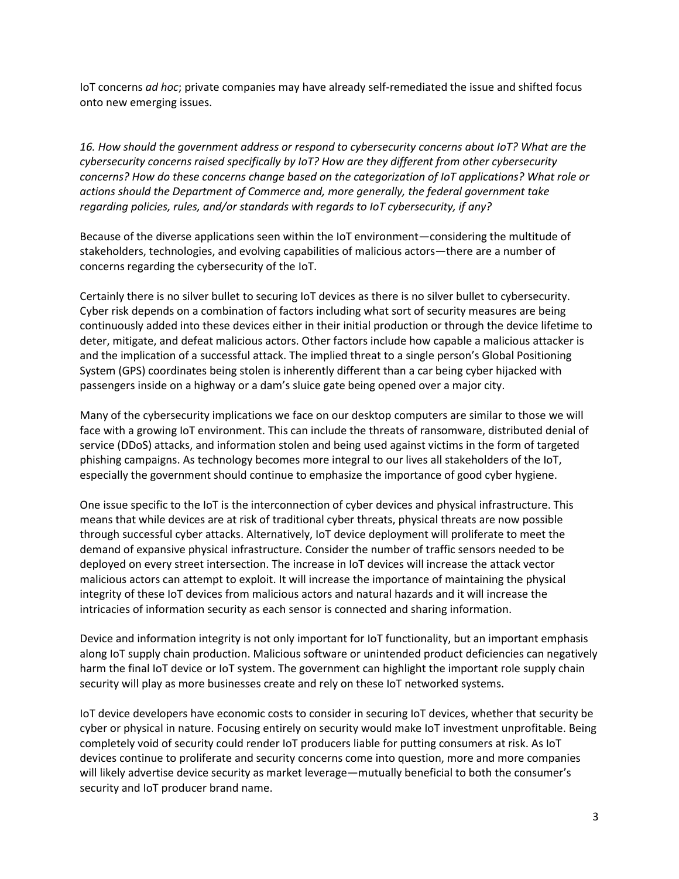IoT concerns *ad hoc*; private companies may have already self-remediated the issue and shifted focus onto new emerging issues.

*16. How should the government address or respond to cybersecurity concerns about IoT? What are the cybersecurity concerns raised specifically by IoT? How are they different from other cybersecurity concerns? How do these concerns change based on the categorization of IoT applications? What role or actions should the Department of Commerce and, more generally, the federal government take regarding policies, rules, and/or standards with regards to IoT cybersecurity, if any?*

Because of the diverse applications seen within the IoT environment—considering the multitude of stakeholders, technologies, and evolving capabilities of malicious actors—there are a number of concerns regarding the cybersecurity of the IoT.

Certainly there is no silver bullet to securing IoT devices as there is no silver bullet to cybersecurity. Cyber risk depends on a combination of factors including what sort of security measures are being continuously added into these devices either in their initial production or through the device lifetime to deter, mitigate, and defeat malicious actors. Other factors include how capable a malicious attacker is and the implication of a successful attack. The implied threat to a single person's Global Positioning System (GPS) coordinates being stolen is inherently different than a car being cyber hijacked with passengers inside on a highway or a dam's sluice gate being opened over a major city.

Many of the cybersecurity implications we face on our desktop computers are similar to those we will face with a growing IoT environment. This can include the threats of ransomware, distributed denial of service (DDoS) attacks, and information stolen and being used against victims in the form of targeted phishing campaigns. As technology becomes more integral to our lives all stakeholders of the IoT, especially the government should continue to emphasize the importance of good cyber hygiene.

One issue specific to the IoT is the interconnection of cyber devices and physical infrastructure. This means that while devices are at risk of traditional cyber threats, physical threats are now possible through successful cyber attacks. Alternatively, IoT device deployment will proliferate to meet the demand of expansive physical infrastructure. Consider the number of traffic sensors needed to be deployed on every street intersection. The increase in IoT devices will increase the attack vector malicious actors can attempt to exploit. It will increase the importance of maintaining the physical integrity of these IoT devices from malicious actors and natural hazards and it will increase the intricacies of information security as each sensor is connected and sharing information.

Device and information integrity is not only important for IoT functionality, but an important emphasis along IoT supply chain production. Malicious software or unintended product deficiencies can negatively harm the final IoT device or IoT system. The government can highlight the important role supply chain security will play as more businesses create and rely on these IoT networked systems.

IoT device developers have economic costs to consider in securing IoT devices, whether that security be cyber or physical in nature. Focusing entirely on security would make IoT investment unprofitable. Being completely void of security could render IoT producers liable for putting consumers at risk. As IoT devices continue to proliferate and security concerns come into question, more and more companies will likely advertise device security as market leverage—mutually beneficial to both the consumer's security and IoT producer brand name.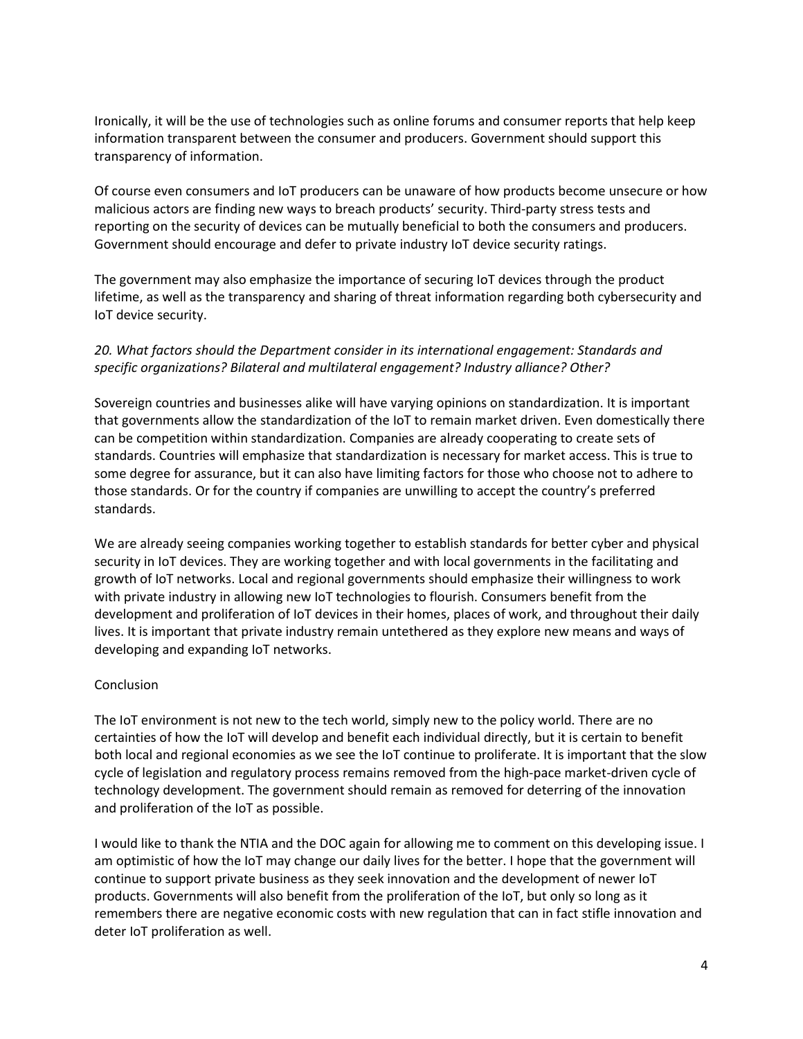Ironically, it will be the use of technologies such as online forums and consumer reports that help keep information transparent between the consumer and producers. Government should support this transparency of information.

Of course even consumers and IoT producers can be unaware of how products become unsecure or how malicious actors are finding new ways to breach products' security. Third-party stress tests and reporting on the security of devices can be mutually beneficial to both the consumers and producers. Government should encourage and defer to private industry IoT device security ratings.

The government may also emphasize the importance of securing IoT devices through the product lifetime, as well as the transparency and sharing of threat information regarding both cybersecurity and IoT device security.

*20. What factors should the Department consider in its international engagement: Standards and specific organizations? Bilateral and multilateral engagement? Industry alliance? Other?*

Sovereign countries and businesses alike will have varying opinions on standardization. It is important that governments allow the standardization of the IoT to remain market driven. Even domestically there can be competition within standardization. Companies are already cooperating to create sets of standards. Countries will emphasize that standardization is necessary for market access. This is true to some degree for assurance, but it can also have limiting factors for those who choose not to adhere to those standards. Or for the country if companies are unwilling to accept the country's preferred standards.

We are already seeing companies working together to establish standards for better cyber and physical security in IoT devices. They are working together and with local governments in the facilitating and growth of IoT networks. Local and regional governments should emphasize their willingness to work with private industry in allowing new IoT technologies to flourish. Consumers benefit from the development and proliferation of IoT devices in their homes, places of work, and throughout their daily lives. It is important that private industry remain untethered as they explore new means and ways of developing and expanding IoT networks.

## Conclusion

The IoT environment is not new to the tech world, simply new to the policy world. There are no certainties of how the IoT will develop and benefit each individual directly, but it is certain to benefit both local and regional economies as we see the IoT continue to proliferate. It is important that the slow cycle of legislation and regulatory process remains removed from the high-pace market-driven cycle of technology development. The government should remain as removed for deterring of the innovation and proliferation of the IoT as possible.

I would like to thank the NTIA and the DOC again for allowing me to comment on this developing issue. I am optimistic of how the IoT may change our daily lives for the better. I hope that the government will continue to support private business as they seek innovation and the development of newer IoT products. Governments will also benefit from the proliferation of the IoT, but only so long as it remembers there are negative economic costs with new regulation that can in fact stifle innovation and deter IoT proliferation as well.